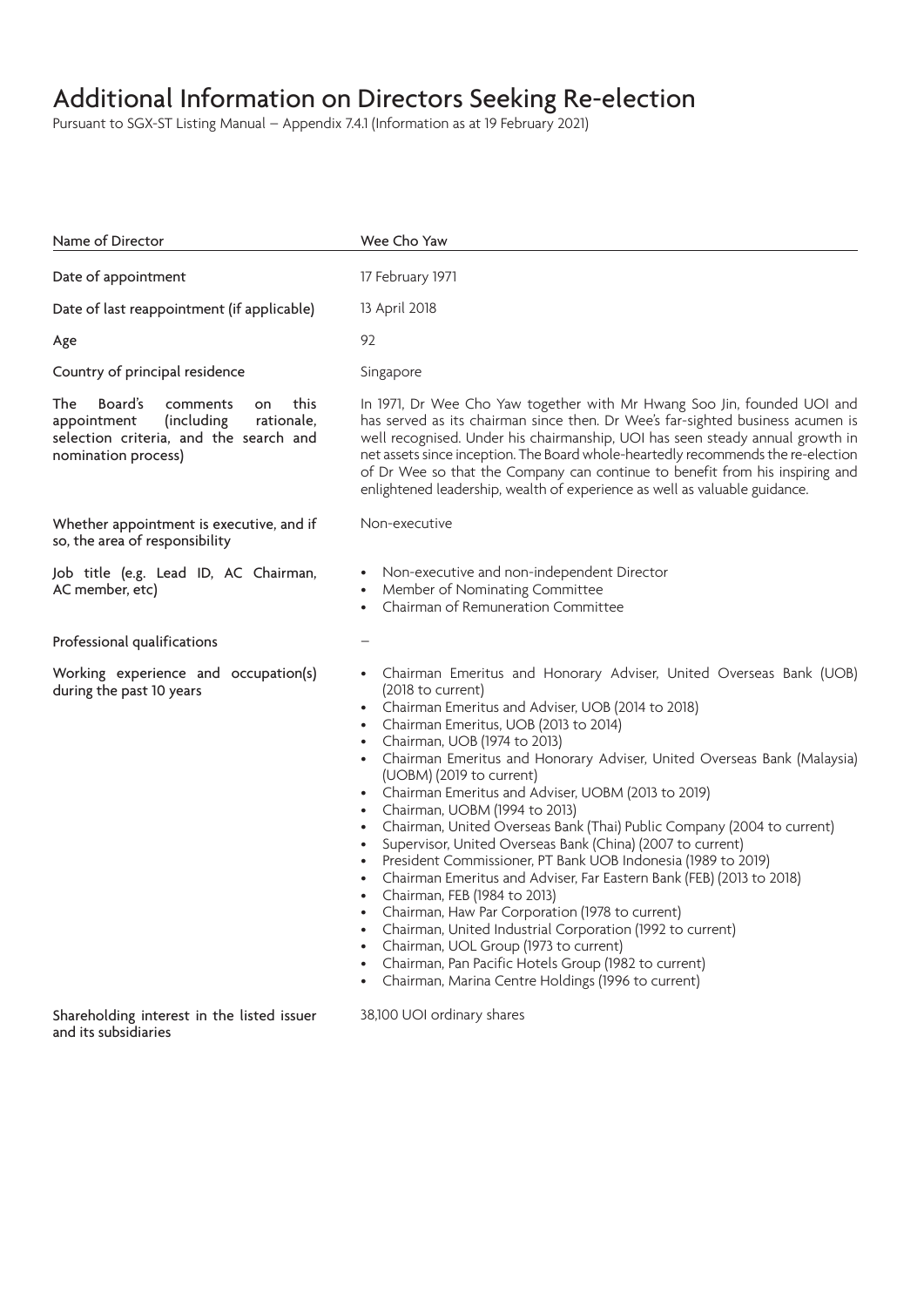# Additional Information on Directors Seeking Re-election

Pursuant to SGX-ST Listing Manual – Appendix 7.4.1 (Information as at 19 February 2021)

| Name of Director | Wee Cho Yaw |
|---|---|
| Date of appointment | 17 February 1971 |
| Date of last reappointment (if applicable) | 13 April 2018 |
| Age | 92 |
| Country of principal residence | Singapore |
| The Board's comments on this appointment (including rationale, selection criteria, and the search and nomination process) | In 1971, Dr Wee Cho Yaw together with Mr Hwang Soo Jin, founded UOI and has served as its chairman since then. Dr Wee's far-sighted business acumen is well recognised. Under his chairmanship, UOI has seen steady annual growth in net assets since inception. The Board whole-heartedly recommends the re-election of Dr Wee so that the Company can continue to benefit from his inspiring and enlightened leadership, wealth of experience as well as valuable guidance. |
| Whether appointment is executive, and if so, the area of responsibility | Non-executive |
| Job title (e.g. Lead ID, AC Chairman, AC member, etc) | • Non-executive and non-independent Director<br>• Member of Nominating Committee<br>• Chairman of Remuneration Committee |
| Professional qualifications | – |
| Working experience and occupation(s) during the past 10 years | • Chairman Emeritus and Honorary Adviser, United Overseas Bank (UOB) (2018 to current)<br>• Chairman Emeritus and Adviser, UOB (2014 to 2018)<br>• Chairman Emeritus, UOB (2013 to 2014)<br>• Chairman, UOB (1974 to 2013)<br>• Chairman Emeritus and Honorary Adviser, United Overseas Bank (Malaysia) (UOBM) (2019 to current)<br>• Chairman Emeritus and Adviser, UOBM (2013 to 2019)<br>• Chairman, UOBM (1994 to 2013)<br>• Chairman, United Overseas Bank (Thai) Public Company (2004 to current)<br>• Supervisor, United Overseas Bank (China) (2007 to current)<br>• President Commissioner, PT Bank UOB Indonesia (1989 to 2019)<br>• Chairman Emeritus and Adviser, Far Eastern Bank (FEB) (2013 to 2018)<br>• Chairman, FEB (1984 to 2013)<br>• Chairman, Haw Par Corporation (1978 to current)<br>• Chairman, United Industrial Corporation (1992 to current)<br>• Chairman, UOL Group (1973 to current)<br>• Chairman, Pan Pacific Hotels Group (1982 to current)<br>• Chairman, Marina Centre Holdings (1996 to current) |
| Shareholding interest in the listed issuer and its subsidiaries | 38,100 UOI ordinary shares |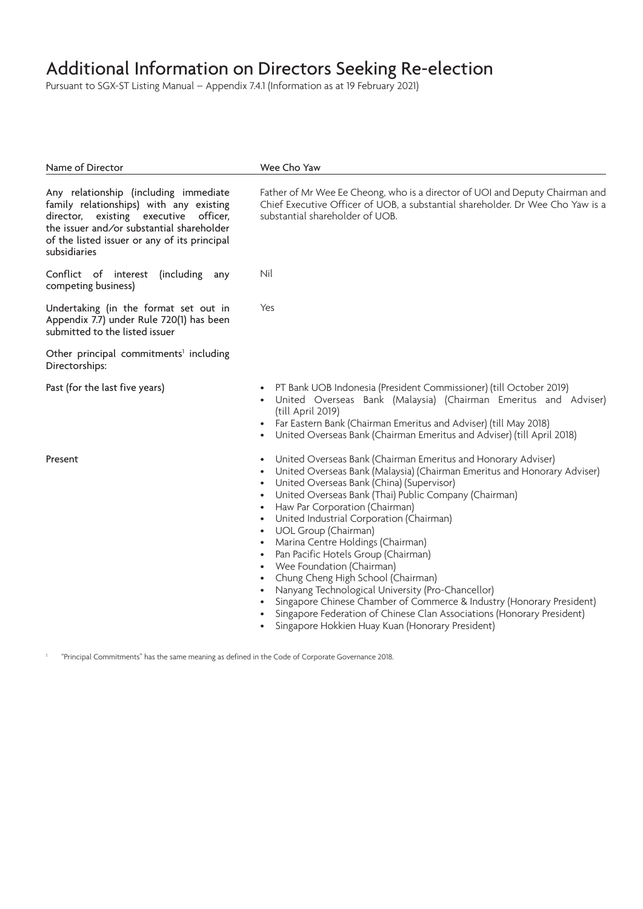# Additional Information on Directors Seeking Re-election

Pursuant to SGX-ST Listing Manual – Appendix 7.4.1 (Information as at 19 February 2021)

| Name of Director | Wee Cho Yaw |
|---|---|
| Any relationship (including immediate family relationships) with any existing director, existing executive officer, the issuer and/or substantial shareholder of the listed issuer or any of its principal subsidiaries | Father of Mr Wee Ee Cheong, who is a director of UOI and Deputy Chairman and Chief Executive Officer of UOB, a substantial shareholder. Dr Wee Cho Yaw is a substantial shareholder of UOB. |
| Conflict of interest (including any competing business) | Nil |
| Undertaking (in the format set out in Appendix 7.7) under Rule 720(1) has been submitted to the listed issuer | Yes |
| Other principal commitments[1] including Directorships: | |
| Past (for the last five years) | • PT Bank UOB Indonesia (President Commissioner) (till October 2019)<br>• United Overseas Bank (Malaysia) (Chairman Emeritus and Adviser) (till April 2019)<br>• Far Eastern Bank (Chairman Emeritus and Adviser) (till May 2018)<br>• United Overseas Bank (Chairman Emeritus and Adviser) (till April 2018) |
| Present | • United Overseas Bank (Chairman Emeritus and Honorary Adviser)<br>• United Overseas Bank (Malaysia) (Chairman Emeritus and Honorary Adviser)<br>• United Overseas Bank (China) (Supervisor)<br>• United Overseas Bank (Thai) Public Company (Chairman)<br>• Haw Par Corporation (Chairman)<br>• United Industrial Corporation (Chairman)<br>• UOL Group (Chairman)<br>• Marina Centre Holdings (Chairman)<br>• Pan Pacific Hotels Group (Chairman)<br>• Wee Foundation (Chairman)<br>• Chung Cheng High School (Chairman)<br>• Nanyang Technological University (Pro-Chancellor)<br>• Singapore Chinese Chamber of Commerce & Industry (Honorary President)<br>• Singapore Federation of Chinese Clan Associations (Honorary President)<br>• Singapore Hokkien Huay Kuan (Honorary President) |

[1] "Principal Commitments" has the same meaning as defined in the Code of Corporate Governance 2018.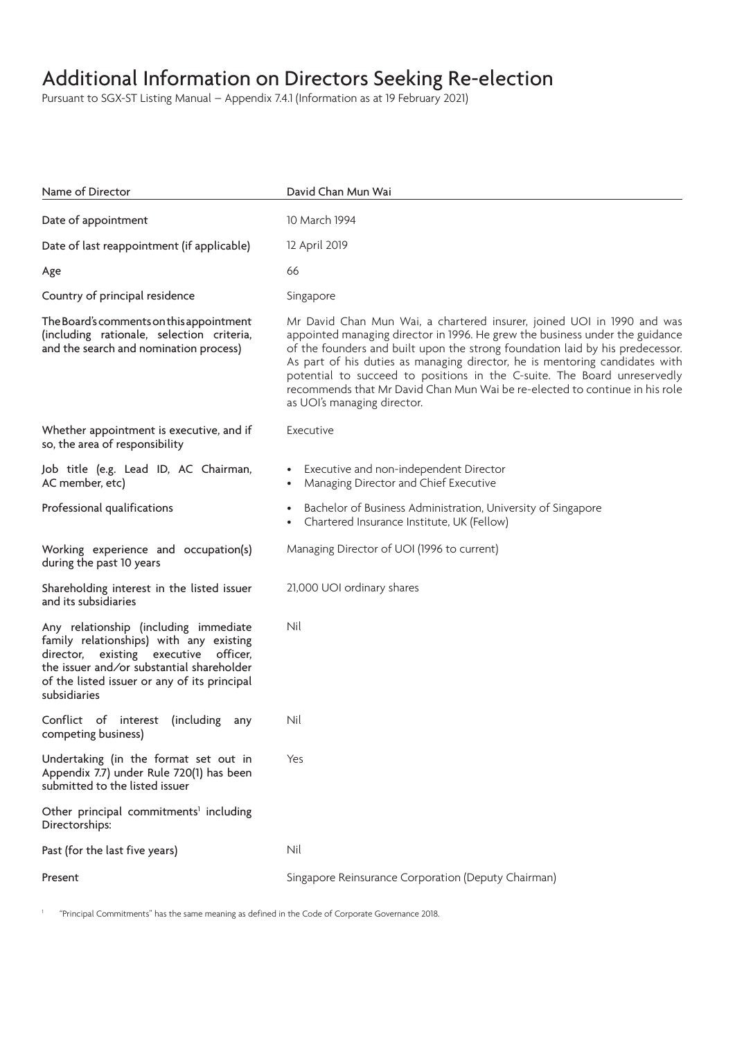# Additional Information on Directors Seeking Re-election

Pursuant to SGX-ST Listing Manual – Appendix 7.4.1 (Information as at 19 February 2021)

| Name of Director | David Chan Mun Wai |
|---|---|
| Date of appointment | 10 March 1994 |
| Date of last reappointment (if applicable) | 12 April 2019 |
| Age | 66 |
| Country of principal residence | Singapore |
| The Board's comments on this appointment (including rationale, selection criteria, and the search and nomination process) | Mr David Chan Mun Wai, a chartered insurer, joined UOI in 1990 and was appointed managing director in 1996. He grew the business under the guidance of the founders and built upon the strong foundation laid by his predecessor. As part of his duties as managing director, he is mentoring candidates with potential to succeed to positions in the C-suite. The Board unreservedly recommends that Mr David Chan Mun Wai be re-elected to continue in his role as UOI's managing director. |
| Whether appointment is executive, and if so, the area of responsibility | Executive |
| Job title (e.g. Lead ID, AC Chairman, AC member, etc) | • Executive and non-independent Director<br>• Managing Director and Chief Executive |
| Professional qualifications | • Bachelor of Business Administration, University of Singapore<br>• Chartered Insurance Institute, UK (Fellow) |
| Working experience and occupation(s) during the past 10 years | Managing Director of UOI (1996 to current) |
| Shareholding interest in the listed issuer and its subsidiaries | 21,000 UOI ordinary shares |
| Any relationship (including immediate family relationships) with any existing director, existing executive officer, the issuer and/or substantial shareholder of the listed issuer or any of its principal subsidiaries | Nil |
| Conflict of interest (including any competing business) | Nil |
| Undertaking (in the format set out in Appendix 7.7) under Rule 720(1) has been submitted to the listed issuer | Yes |
| Other principal commitments[1] including Directorships: | |
| Past (for the last five years) | Nil |
| Present | Singapore Reinsurance Corporation (Deputy Chairman) |

[1] "Principal Commitments" has the same meaning as defined in the Code of Corporate Governance 2018.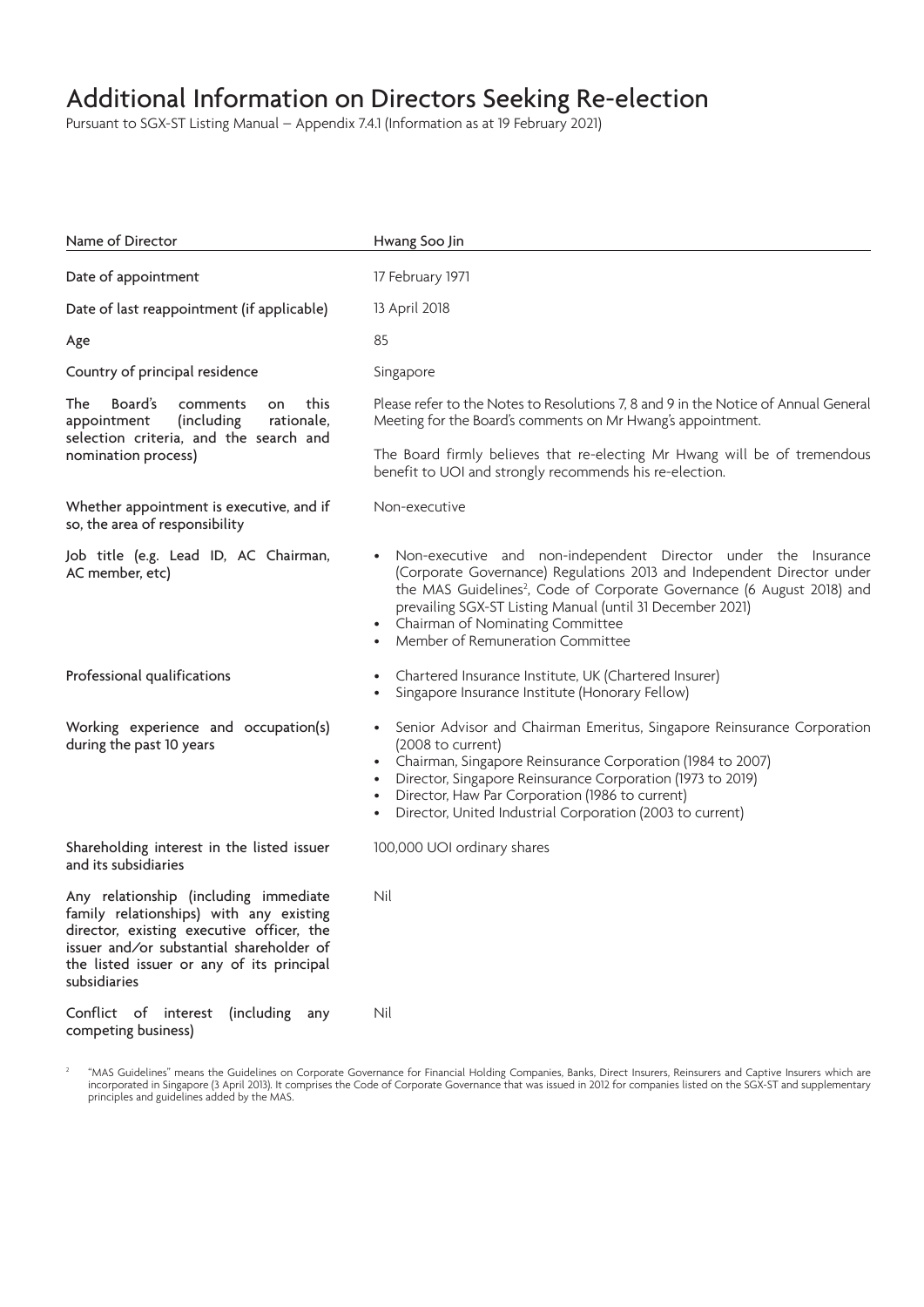# Additional Information on Directors Seeking Re-election

Pursuant to SGX-ST Listing Manual – Appendix 7.4.1 (Information as at 19 February 2021)

| Name of Director | Hwang Soo Jin |
|---|---|
| Date of appointment | 17 February 1971 |
| Date of last reappointment (if applicable) | 13 April 2018 |
| Age | 85 |
| Country of principal residence | Singapore |
| The Board's comments on this appointment (including rationale, selection criteria, and the search and nomination process) | Please refer to the Notes to Resolutions 7, 8 and 9 in the Notice of Annual General Meeting for the Board's comments on Mr Hwang's appointment.<br><br>The Board firmly believes that re-electing Mr Hwang will be of tremendous benefit to UOI and strongly recommends his re-election. |
| Whether appointment is executive, and if so, the area of responsibility | Non-executive |
| Job title (e.g. Lead ID, AC Chairman, AC member, etc) | • Non-executive and non-independent Director under the Insurance (Corporate Governance) Regulations 2013 and Independent Director under the MAS Guidelines[2], Code of Corporate Governance (6 August 2018) and prevailing SGX-ST Listing Manual (until 31 December 2021)<br>• Chairman of Nominating Committee<br>• Member of Remuneration Committee |
| Professional qualifications | • Chartered Insurance Institute, UK (Chartered Insurer)<br>• Singapore Insurance Institute (Honorary Fellow) |
| Working experience and occupation(s) during the past 10 years | • Senior Advisor and Chairman Emeritus, Singapore Reinsurance Corporation (2008 to current)<br>• Chairman, Singapore Reinsurance Corporation (1984 to 2007)<br>• Director, Singapore Reinsurance Corporation (1973 to 2019)<br>• Director, Haw Par Corporation (1986 to current)<br>• Director, United Industrial Corporation (2003 to current) |
| Shareholding interest in the listed issuer and its subsidiaries | 100,000 UOI ordinary shares |
| Any relationship (including immediate family relationships) with any existing director, existing executive officer, the issuer and/or substantial shareholder of the listed issuer or any of its principal subsidiaries | Nil |
| Conflict of interest (including any competing business) | Nil |

[2] "MAS Guidelines" means the Guidelines on Corporate Governance for Financial Holding Companies, Banks, Direct Insurers, Reinsurers and Captive Insurers which are incorporated in Singapore (3 April 2013). It comprises the Code of Corporate Governance that was issued in 2012 for companies listed on the SGX-ST and supplementary principles and guidelines added by the MAS.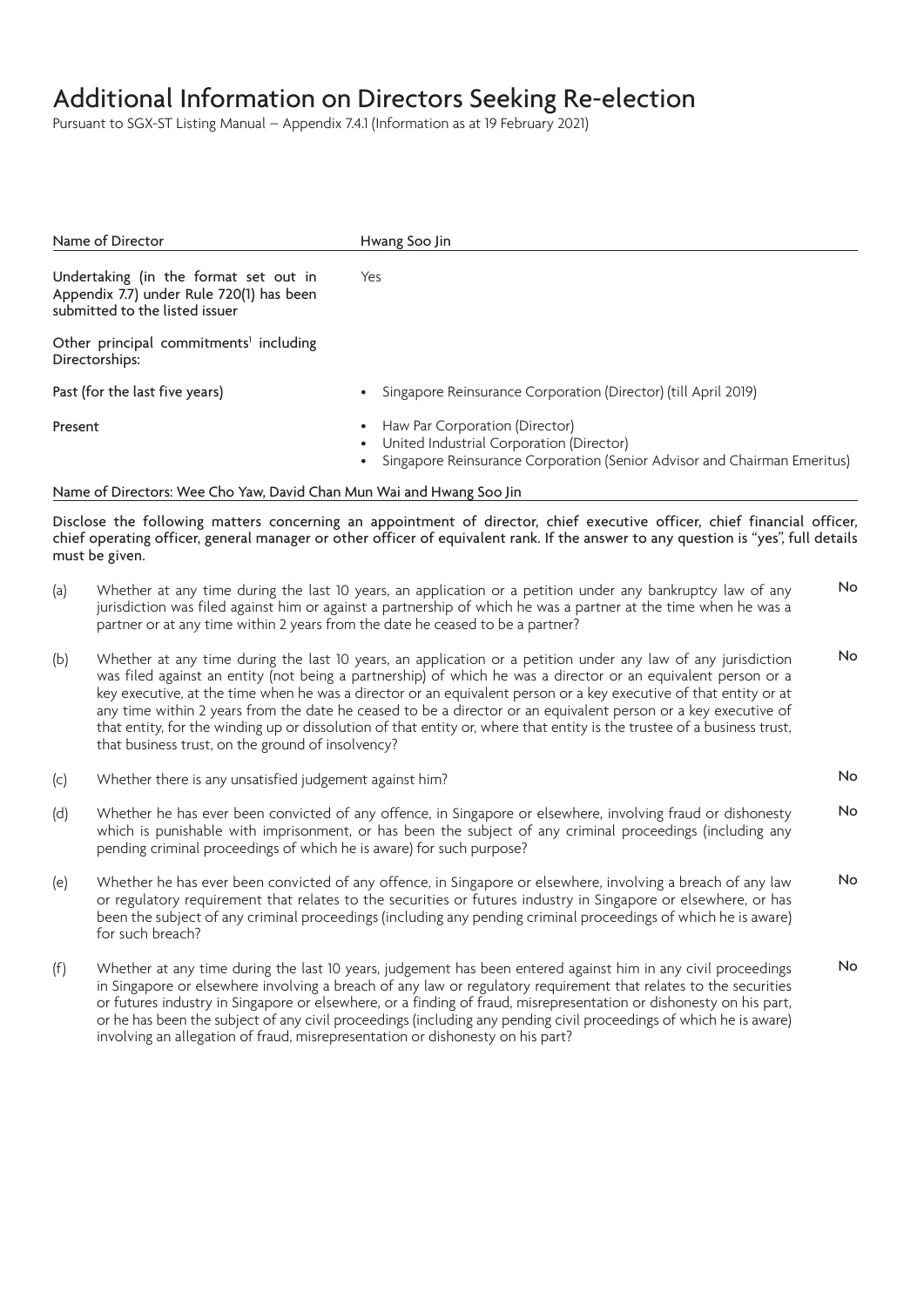# Additional Information on Directors Seeking Re-election

Pursuant to SGX-ST Listing Manual – Appendix 7.4.1 (Information as at 19 February 2021)

| Name of Director | Hwang Soo Jin |
|---|---|
| Undertaking (in the format set out in Appendix 7.7) under Rule 720(1) has been submitted to the listed issuer | Yes |
| Other principal commitments[1] including Directorships: | |
| Past (for the last five years) | • Singapore Reinsurance Corporation (Director) (till April 2019) |
| Present | • Haw Par Corporation (Director)<br>• United Industrial Corporation (Director)<br>• Singapore Reinsurance Corporation (Senior Advisor and Chairman Emeritus) |

Name of Directors: Wee Cho Yaw, David Chan Mun Wai and Hwang Soo Jin

**Disclose the following matters concerning an appointment of director, chief executive officer, chief financial officer, chief operating officer, general manager or other officer of equivalent rank. If the answer to any question is "yes", full details must be given.**

| | | |
|---|---|---|
| (a) | Whether at any time during the last 10 years, an application or a petition under any bankruptcy law of any jurisdiction was filed against him or against a partnership of which he was a partner at the time when he was a partner or at any time within 2 years from the date he ceased to be a partner? | No |
| (b) | Whether at any time during the last 10 years, an application or a petition under any law of any jurisdiction was filed against an entity (not being a partnership) of which he was a director or an equivalent person or a key executive, at the time when he was a director or an equivalent person or a key executive of that entity or at any time within 2 years from the date he ceased to be a director or an equivalent person or a key executive of that entity, for the winding up or dissolution of that entity or, where that entity is the trustee of a business trust, that business trust, on the ground of insolvency? | No |
| (c) | Whether there is any unsatisfied judgement against him? | No |
| (d) | Whether he has ever been convicted of any offence, in Singapore or elsewhere, involving fraud or dishonesty which is punishable with imprisonment, or has been the subject of any criminal proceedings (including any pending criminal proceedings of which he is aware) for such purpose? | No |
| (e) | Whether he has ever been convicted of any offence, in Singapore or elsewhere, involving a breach of any law or regulatory requirement that relates to the securities or futures industry in Singapore or elsewhere, or has been the subject of any criminal proceedings (including any pending criminal proceedings of which he is aware) for such breach? | No |
| (f) | Whether at any time during the last 10 years, judgement has been entered against him in any civil proceedings in Singapore or elsewhere involving a breach of any law or regulatory requirement that relates to the securities or futures industry in Singapore or elsewhere, or a finding of fraud, misrepresentation or dishonesty on his part, or he has been the subject of any civil proceedings (including any pending civil proceedings of which he is aware) involving an allegation of fraud, misrepresentation or dishonesty on his part? | No |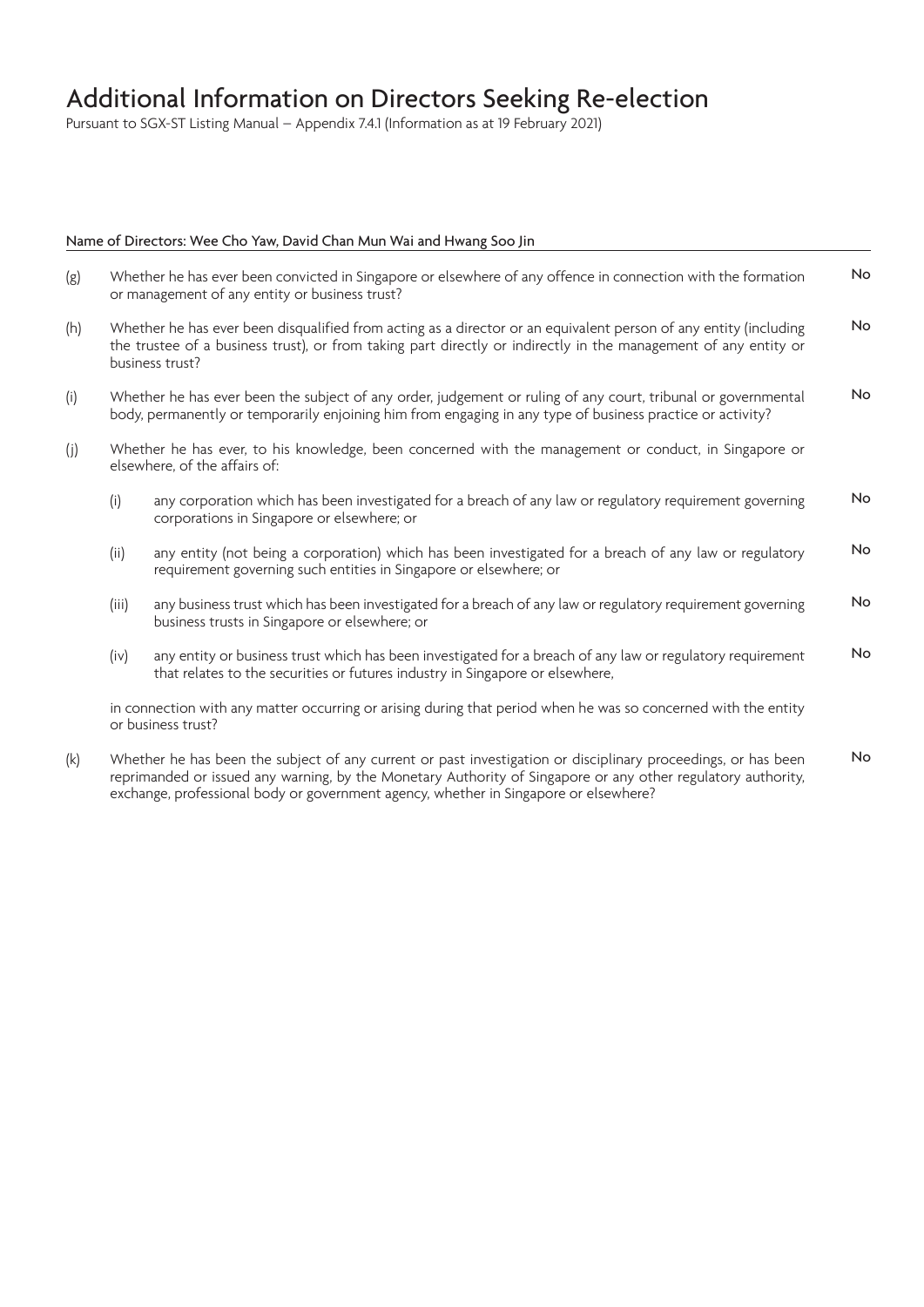# Additional Information on Directors Seeking Re-election

Pursuant to SGX-ST Listing Manual – Appendix 7.4.1 (Information as at 19 February 2021)

| Name of Directors: Wee Cho Yaw, David Chan Mun Wai and Hwang Soo Jin | | |
|---|---|---|
| (g) | Whether he has ever been convicted in Singapore or elsewhere of any offence in connection with the formation or management of any entity or business trust? | No |
| (h) | Whether he has ever been disqualified from acting as a director or an equivalent person of any entity (including the trustee of a business trust), or from taking part directly or indirectly in the management of any entity or business trust? | No |
| (i) | Whether he has ever been the subject of any order, judgement or ruling of any court, tribunal or governmental body, permanently or temporarily enjoining him from engaging in any type of business practice or activity? | No |
| (j) | Whether he has ever, to his knowledge, been concerned with the management or conduct, in Singapore or elsewhere, of the affairs of: | |
| | (i) any corporation which has been investigated for a breach of any law or regulatory requirement governing corporations in Singapore or elsewhere; or | No |
| | (ii) any entity (not being a corporation) which has been investigated for a breach of any law or regulatory requirement governing such entities in Singapore or elsewhere; or | No |
| | (iii) any business trust which has been investigated for a breach of any law or regulatory requirement governing business trusts in Singapore or elsewhere; or | No |
| | (iv) any entity or business trust which has been investigated for a breach of any law or regulatory requirement that relates to the securities or futures industry in Singapore or elsewhere, | No |
| | in connection with any matter occurring or arising during that period when he was so concerned with the entity or business trust? | |
| (k) | Whether he has been the subject of any current or past investigation or disciplinary proceedings, or has been reprimanded or issued any warning, by the Monetary Authority of Singapore or any other regulatory authority, exchange, professional body or government agency, whether in Singapore or elsewhere? | No |